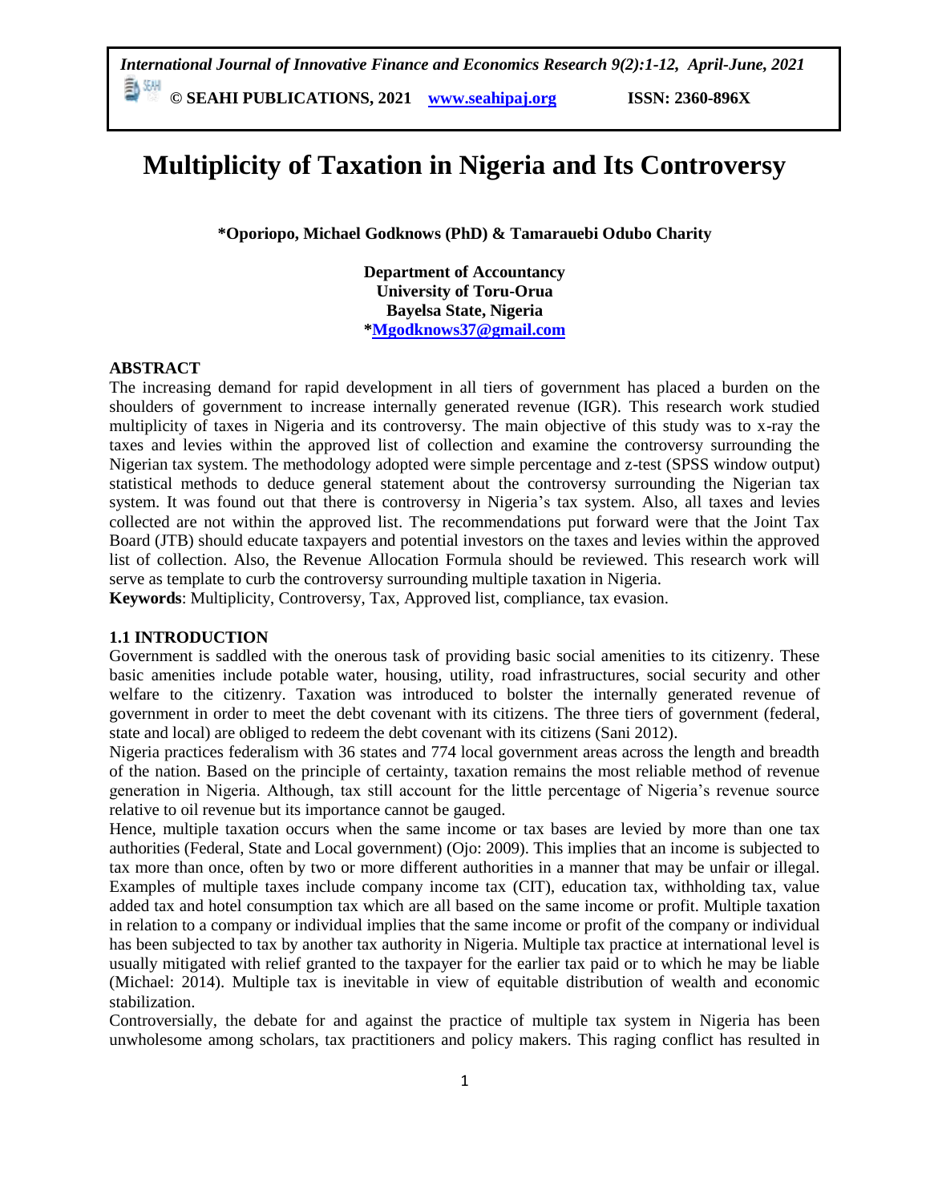# Multiplicity of Taxation in Nigeria and Its Controversy

**\*Oporiopo, Michael Godknows (PhD) & Tamarauebi Odubo Charity**

**Department of Accountancy**
**University of Toru-Orua**
**Bayelsa State, Nigeria**
**\*Mgodknows37@gmail.com**

## ABSTRACT

The increasing demand for rapid development in all tiers of government has placed a burden on the shoulders of government to increase internally generated revenue (IGR). This research work studied multiplicity of taxes in Nigeria and its controversy. The main objective of this study was to x-ray the taxes and levies within the approved list of collection and examine the controversy surrounding the Nigerian tax system. The methodology adopted were simple percentage and z-test (SPSS window output) statistical methods to deduce general statement about the controversy surrounding the Nigerian tax system. It was found out that there is controversy in Nigeria's tax system. Also, all taxes and levies collected are not within the approved list. The recommendations put forward were that the Joint Tax Board (JTB) should educate taxpayers and potential investors on the taxes and levies within the approved list of collection. Also, the Revenue Allocation Formula should be reviewed. This research work will serve as template to curb the controversy surrounding multiple taxation in Nigeria.

**Keywords**: Multiplicity, Controversy, Tax, Approved list, compliance, tax evasion.

## 1.1 INTRODUCTION

Government is saddled with the onerous task of providing basic social amenities to its citizenry. These basic amenities include potable water, housing, utility, road infrastructures, social security and other welfare to the citizenry. Taxation was introduced to bolster the internally generated revenue of government in order to meet the debt covenant with its citizens. The three tiers of government (federal, state and local) are obliged to redeem the debt covenant with its citizens (Sani 2012).

Nigeria practices federalism with 36 states and 774 local government areas across the length and breadth of the nation. Based on the principle of certainty, taxation remains the most reliable method of revenue generation in Nigeria. Although, tax still account for the little percentage of Nigeria's revenue source relative to oil revenue but its importance cannot be gauged.

Hence, multiple taxation occurs when the same income or tax bases are levied by more than one tax authorities (Federal, State and Local government) (Ojo: 2009). This implies that an income is subjected to tax more than once, often by two or more different authorities in a manner that may be unfair or illegal. Examples of multiple taxes include company income tax (CIT), education tax, withholding tax, value added tax and hotel consumption tax which are all based on the same income or profit. Multiple taxation in relation to a company or individual implies that the same income or profit of the company or individual has been subjected to tax by another tax authority in Nigeria. Multiple tax practice at international level is usually mitigated with relief granted to the taxpayer for the earlier tax paid or to which he may be liable (Michael: 2014). Multiple tax is inevitable in view of equitable distribution of wealth and economic stabilization.

Controversially, the debate for and against the practice of multiple tax system in Nigeria has been unwholesome among scholars, tax practitioners and policy makers. This raging conflict has resulted in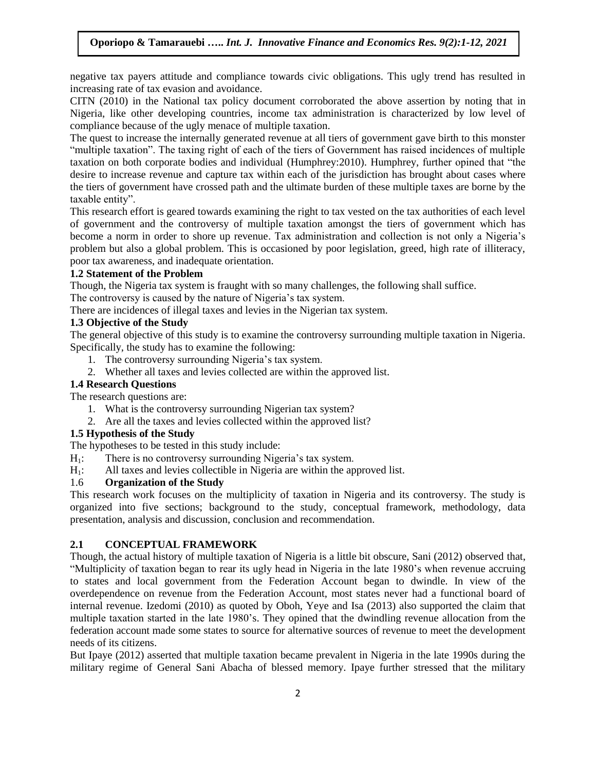negative tax payers attitude and compliance towards civic obligations. This ugly trend has resulted in increasing rate of tax evasion and avoidance.

CITN (2010) in the National tax policy document corroborated the above assertion by noting that in Nigeria, like other developing countries, income tax administration is characterized by low level of compliance because of the ugly menace of multiple taxation.

The quest to increase the internally generated revenue at all tiers of government gave birth to this monster "multiple taxation". The taxing right of each of the tiers of Government has raised incidences of multiple taxation on both corporate bodies and individual (Humphrey:2010). Humphrey, further opined that "the desire to increase revenue and capture tax within each of the jurisdiction has brought about cases where the tiers of government have crossed path and the ultimate burden of these multiple taxes are borne by the taxable entity".

This research effort is geared towards examining the right to tax vested on the tax authorities of each level of government and the controversy of multiple taxation amongst the tiers of government which has become a norm in order to shore up revenue. Tax administration and collection is not only a Nigeria's problem but also a global problem. This is occasioned by poor legislation, greed, high rate of illiteracy, poor tax awareness, and inadequate orientation.

### 1.2 Statement of the Problem

Though, the Nigeria tax system is fraught with so many challenges, the following shall suffice.

The controversy is caused by the nature of Nigeria's tax system.

There are incidences of illegal taxes and levies in the Nigerian tax system.

### 1.3 Objective of the Study

The general objective of this study is to examine the controversy surrounding multiple taxation in Nigeria. Specifically, the study has to examine the following:

1. The controversy surrounding Nigeria's tax system.
2. Whether all taxes and levies collected are within the approved list.

### 1.4 Research Questions

The research questions are:

1. What is the controversy surrounding Nigerian tax system?
2. Are all the taxes and levies collected within the approved list?

### 1.5 Hypothesis of the Study

The hypotheses to be tested in this study include:

$H_1$: There is no controversy surrounding Nigeria's tax system.

$H_1$: All taxes and levies collectible in Nigeria are within the approved list.

### 1.6 Organization of the Study

This research work focuses on the multiplicity of taxation in Nigeria and its controversy. The study is organized into five sections; background to the study, conceptual framework, methodology, data presentation, analysis and discussion, conclusion and recommendation.

## 2.1 CONCEPTUAL FRAMEWORK

Though, the actual history of multiple taxation of Nigeria is a little bit obscure, Sani (2012) observed that, "Multiplicity of taxation began to rear its ugly head in Nigeria in the late 1980's when revenue accruing to states and local government from the Federation Account began to dwindle. In view of the overdependence on revenue from the Federation Account, most states never had a functional board of internal revenue. Izedomi (2010) as quoted by Oboh, Yeye and Isa (2013) also supported the claim that multiple taxation started in the late 1980's. They opined that the dwindling revenue allocation from the federation account made some states to source for alternative sources of revenue to meet the development needs of its citizens.

But Ipaye (2012) asserted that multiple taxation became prevalent in Nigeria in the late 1990s during the military regime of General Sani Abacha of blessed memory. Ipaye further stressed that the military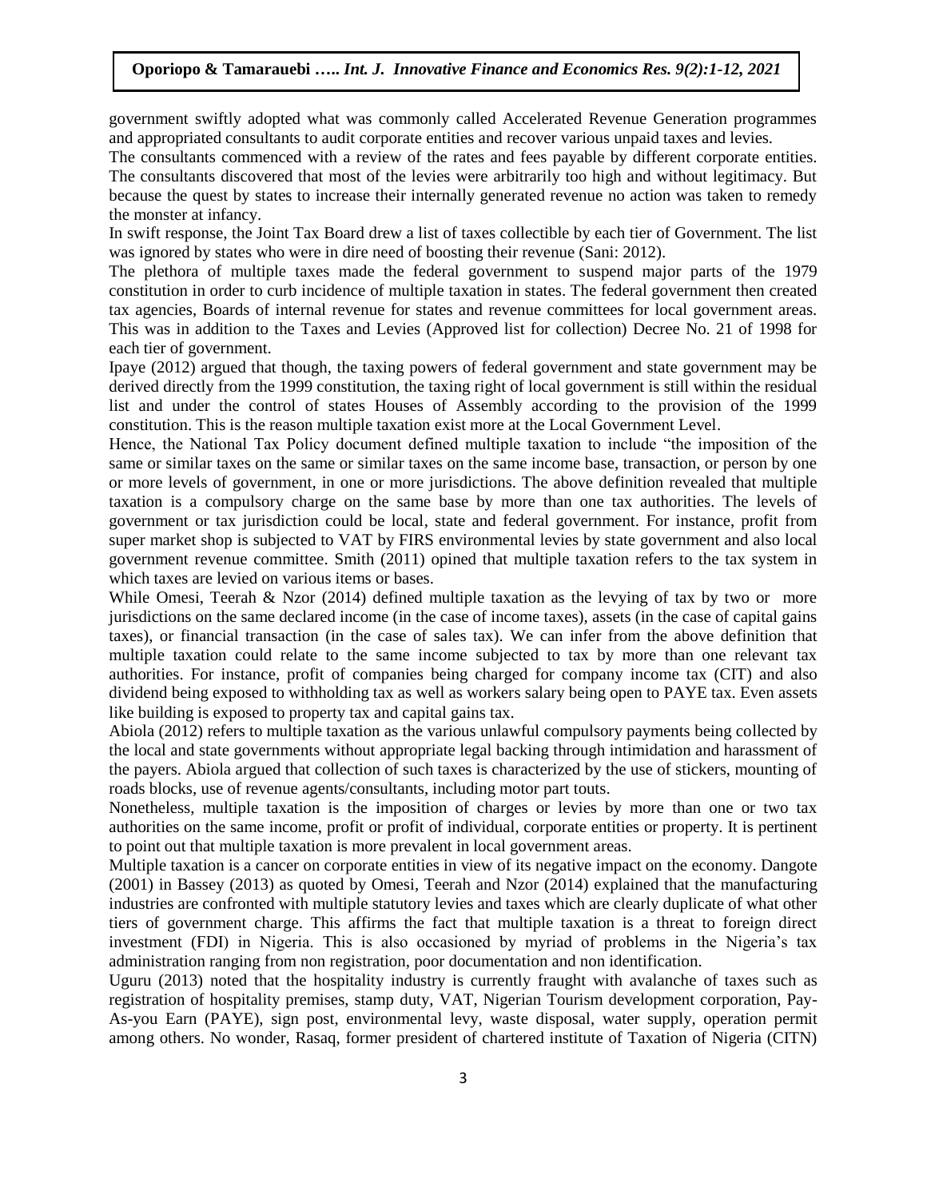government swiftly adopted what was commonly called Accelerated Revenue Generation programmes and appropriated consultants to audit corporate entities and recover various unpaid taxes and levies.

The consultants commenced with a review of the rates and fees payable by different corporate entities. The consultants discovered that most of the levies were arbitrarily too high and without legitimacy. But because the quest by states to increase their internally generated revenue no action was taken to remedy the monster at infancy.

In swift response, the Joint Tax Board drew a list of taxes collectible by each tier of Government. The list was ignored by states who were in dire need of boosting their revenue (Sani: 2012).

The plethora of multiple taxes made the federal government to suspend major parts of the 1979 constitution in order to curb incidence of multiple taxation in states. The federal government then created tax agencies, Boards of internal revenue for states and revenue committees for local government areas. This was in addition to the Taxes and Levies (Approved list for collection) Decree No. 21 of 1998 for each tier of government.

Ipaye (2012) argued that though, the taxing powers of federal government and state government may be derived directly from the 1999 constitution, the taxing right of local government is still within the residual list and under the control of states Houses of Assembly according to the provision of the 1999 constitution. This is the reason multiple taxation exist more at the Local Government Level.

Hence, the National Tax Policy document defined multiple taxation to include "the imposition of the same or similar taxes on the same or similar taxes on the same income base, transaction, or person by one or more levels of government, in one or more jurisdictions. The above definition revealed that multiple taxation is a compulsory charge on the same base by more than one tax authorities. The levels of government or tax jurisdiction could be local, state and federal government. For instance, profit from super market shop is subjected to VAT by FIRS environmental levies by state government and also local government revenue committee. Smith (2011) opined that multiple taxation refers to the tax system in which taxes are levied on various items or bases.

While Omesi, Teerah & Nzor (2014) defined multiple taxation as the levying of tax by two or more jurisdictions on the same declared income (in the case of income taxes), assets (in the case of capital gains taxes), or financial transaction (in the case of sales tax). We can infer from the above definition that multiple taxation could relate to the same income subjected to tax by more than one relevant tax authorities. For instance, profit of companies being charged for company income tax (CIT) and also dividend being exposed to withholding tax as well as workers salary being open to PAYE tax. Even assets like building is exposed to property tax and capital gains tax.

Abiola (2012) refers to multiple taxation as the various unlawful compulsory payments being collected by the local and state governments without appropriate legal backing through intimidation and harassment of the payers. Abiola argued that collection of such taxes is characterized by the use of stickers, mounting of roads blocks, use of revenue agents/consultants, including motor part touts.

Nonetheless, multiple taxation is the imposition of charges or levies by more than one or two tax authorities on the same income, profit or profit of individual, corporate entities or property. It is pertinent to point out that multiple taxation is more prevalent in local government areas.

Multiple taxation is a cancer on corporate entities in view of its negative impact on the economy. Dangote (2001) in Bassey (2013) as quoted by Omesi, Teerah and Nzor (2014) explained that the manufacturing industries are confronted with multiple statutory levies and taxes which are clearly duplicate of what other tiers of government charge. This affirms the fact that multiple taxation is a threat to foreign direct investment (FDI) in Nigeria. This is also occasioned by myriad of problems in the Nigeria's tax administration ranging from non registration, poor documentation and non identification.

Uguru (2013) noted that the hospitality industry is currently fraught with avalanche of taxes such as registration of hospitality premises, stamp duty, VAT, Nigerian Tourism development corporation, Pay-As-you Earn (PAYE), sign post, environmental levy, waste disposal, water supply, operation permit among others. No wonder, Rasaq, former president of chartered institute of Taxation of Nigeria (CITN)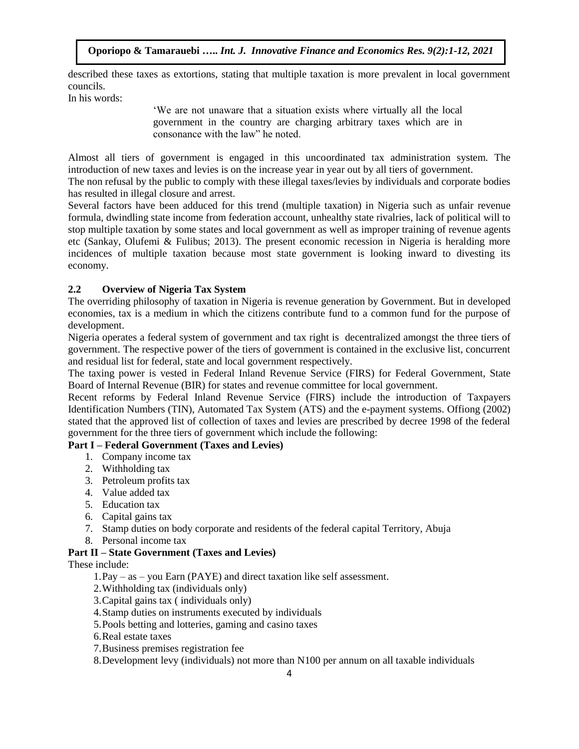described these taxes as extortions, stating that multiple taxation is more prevalent in local government councils.

In his words:

> 'We are not unaware that a situation exists where virtually all the local government in the country are charging arbitrary taxes which are in consonance with the law" he noted.

Almost all tiers of government is engaged in this uncoordinated tax administration system. The introduction of new taxes and levies is on the increase year in year out by all tiers of government.

The non refusal by the public to comply with these illegal taxes/levies by individuals and corporate bodies has resulted in illegal closure and arrest.

Several factors have been adduced for this trend (multiple taxation) in Nigeria such as unfair revenue formula, dwindling state income from federation account, unhealthy state rivalries, lack of political will to stop multiple taxation by some states and local government as well as improper training of revenue agents etc (Sankay, Olufemi & Fulibus; 2013). The present economic recession in Nigeria is heralding more incidences of multiple taxation because most state government is looking inward to divesting its economy.

## 2.2 Overview of Nigeria Tax System

The overriding philosophy of taxation in Nigeria is revenue generation by Government. But in developed economies, tax is a medium in which the citizens contribute fund to a common fund for the purpose of development.

Nigeria operates a federal system of government and tax right is decentralized amongst the three tiers of government. The respective power of the tiers of government is contained in the exclusive list, concurrent and residual list for federal, state and local government respectively.

The taxing power is vested in Federal Inland Revenue Service (FIRS) for Federal Government, State Board of Internal Revenue (BIR) for states and revenue committee for local government.

Recent reforms by Federal Inland Revenue Service (FIRS) include the introduction of Taxpayers Identification Numbers (TIN), Automated Tax System (ATS) and the e-payment systems. Offiong (2002) stated that the approved list of collection of taxes and levies are prescribed by decree 1998 of the federal government for the three tiers of government which include the following:

**Part I – Federal Government (Taxes and Levies)**

1. Company income tax
2. Withholding tax
3. Petroleum profits tax
4. Value added tax
5. Education tax
6. Capital gains tax
7. Stamp duties on body corporate and residents of the federal capital Territory, Abuja
8. Personal income tax

**Part II – State Government (Taxes and Levies)**

These include:

1. Pay – as – you Earn (PAYE) and direct taxation like self assessment.
2. Withholding tax (individuals only)
3. Capital gains tax ( individuals only)
4. Stamp duties on instruments executed by individuals
5. Pools betting and lotteries, gaming and casino taxes
6. Real estate taxes
7. Business premises registration fee
8. Development levy (individuals) not more than N100 per annum on all taxable individuals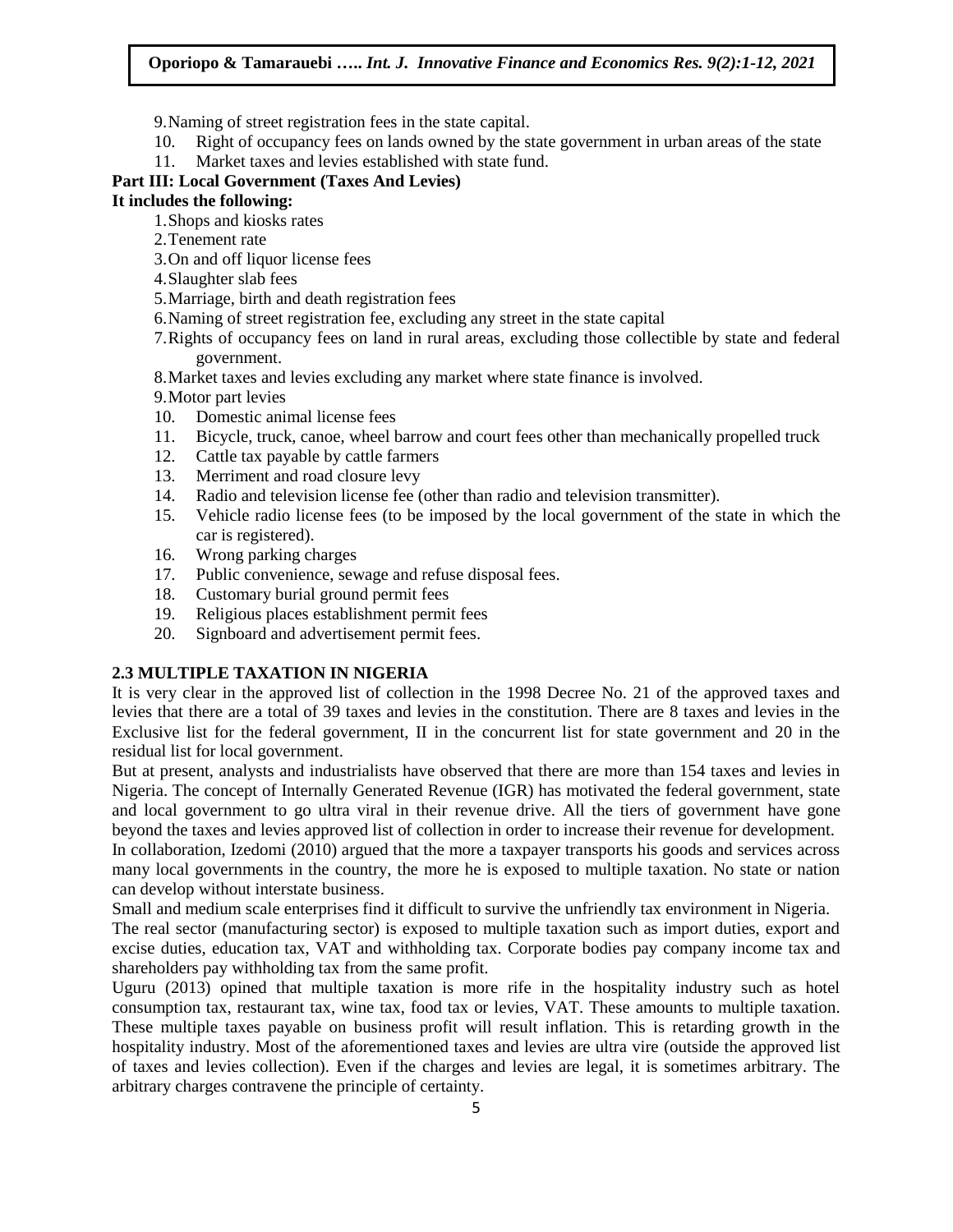9. Naming of street registration fees in the state capital.
10. Right of occupancy fees on lands owned by the state government in urban areas of the state
11. Market taxes and levies established with state fund.

**Part III: Local Government (Taxes And Levies)**

**It includes the following:**

1. Shops and kiosks rates
2. Tenement rate
3. On and off liquor license fees
4. Slaughter slab fees
5. Marriage, birth and death registration fees
6. Naming of street registration fee, excluding any street in the state capital
7. Rights of occupancy fees on land in rural areas, excluding those collectible by state and federal government.
8. Market taxes and levies excluding any market where state finance is involved.
9. Motor part levies
10. Domestic animal license fees
11. Bicycle, truck, canoe, wheel barrow and court fees other than mechanically propelled truck
12. Cattle tax payable by cattle farmers
13. Merriment and road closure levy
14. Radio and television license fee (other than radio and television transmitter).
15. Vehicle radio license fees (to be imposed by the local government of the state in which the car is registered).
16. Wrong parking charges
17. Public convenience, sewage and refuse disposal fees.
18. Customary burial ground permit fees
19. Religious places establishment permit fees
20. Signboard and advertisement permit fees.

### 2.3 MULTIPLE TAXATION IN NIGERIA

It is very clear in the approved list of collection in the 1998 Decree No. 21 of the approved taxes and levies that there are a total of 39 taxes and levies in the constitution. There are 8 taxes and levies in the Exclusive list for the federal government, II in the concurrent list for state government and 20 in the residual list for local government.

But at present, analysts and industrialists have observed that there are more than 154 taxes and levies in Nigeria. The concept of Internally Generated Revenue (IGR) has motivated the federal government, state and local government to go ultra viral in their revenue drive. All the tiers of government have gone beyond the taxes and levies approved list of collection in order to increase their revenue for development.

In collaboration, Izedomi (2010) argued that the more a taxpayer transports his goods and services across many local governments in the country, the more he is exposed to multiple taxation. No state or nation can develop without interstate business.

Small and medium scale enterprises find it difficult to survive the unfriendly tax environment in Nigeria.

The real sector (manufacturing sector) is exposed to multiple taxation such as import duties, export and excise duties, education tax, VAT and withholding tax. Corporate bodies pay company income tax and shareholders pay withholding tax from the same profit.

Uguru (2013) opined that multiple taxation is more rife in the hospitality industry such as hotel consumption tax, restaurant tax, wine tax, food tax or levies, VAT. These amounts to multiple taxation. These multiple taxes payable on business profit will result inflation. This is retarding growth in the hospitality industry. Most of the aforementioned taxes and levies are ultra vire (outside the approved list of taxes and levies collection). Even if the charges and levies are legal, it is sometimes arbitrary. The arbitrary charges contravene the principle of certainty.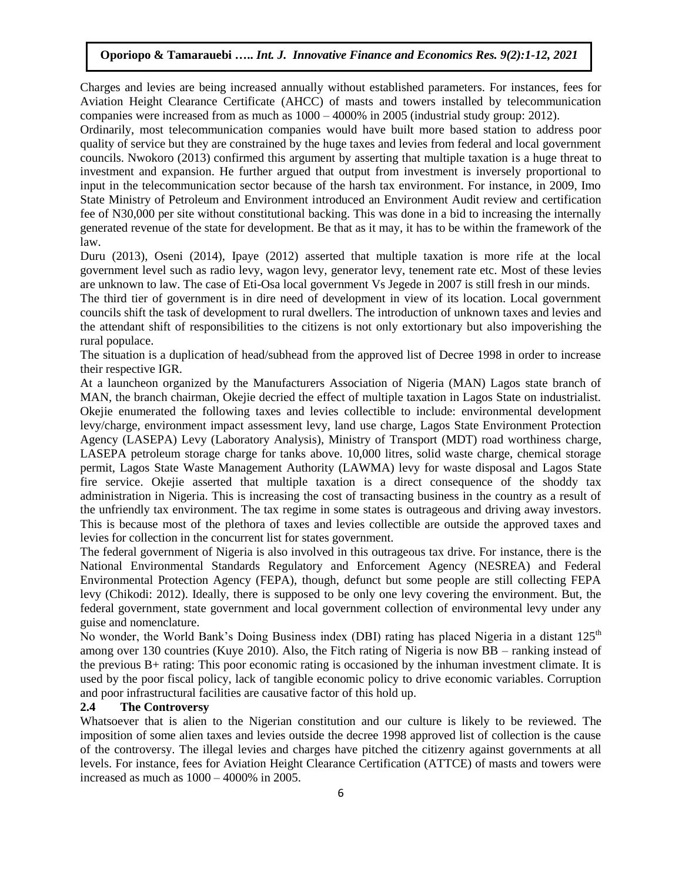Charges and levies are being increased annually without established parameters. For instances, fees for Aviation Height Clearance Certificate (AHCC) of masts and towers installed by telecommunication companies were increased from as much as 1000 – 4000% in 2005 (industrial study group: 2012).

Ordinarily, most telecommunication companies would have built more based station to address poor quality of service but they are constrained by the huge taxes and levies from federal and local government councils. Nwokoro (2013) confirmed this argument by asserting that multiple taxation is a huge threat to investment and expansion. He further argued that output from investment is inversely proportional to input in the telecommunication sector because of the harsh tax environment. For instance, in 2009, Imo State Ministry of Petroleum and Environment introduced an Environment Audit review and certification fee of N30,000 per site without constitutional backing. This was done in a bid to increasing the internally generated revenue of the state for development. Be that as it may, it has to be within the framework of the law.

Duru (2013), Oseni (2014), Ipaye (2012) asserted that multiple taxation is more rife at the local government level such as radio levy, wagon levy, generator levy, tenement rate etc. Most of these levies are unknown to law. The case of Eti-Osa local government Vs Jegede in 2007 is still fresh in our minds.

The third tier of government is in dire need of development in view of its location. Local government councils shift the task of development to rural dwellers. The introduction of unknown taxes and levies and the attendant shift of responsibilities to the citizens is not only extortionary but also impoverishing the rural populace.

The situation is a duplication of head/subhead from the approved list of Decree 1998 in order to increase their respective IGR.

At a launcheon organized by the Manufacturers Association of Nigeria (MAN) Lagos state branch of MAN, the branch chairman, Okejie decried the effect of multiple taxation in Lagos State on industrialist. Okejie enumerated the following taxes and levies collectible to include: environmental development levy/charge, environment impact assessment levy, land use charge, Lagos State Environment Protection Agency (LASEPA) Levy (Laboratory Analysis), Ministry of Transport (MDT) road worthiness charge, LASEPA petroleum storage charge for tanks above. 10,000 litres, solid waste charge, chemical storage permit, Lagos State Waste Management Authority (LAWMA) levy for waste disposal and Lagos State fire service. Okejie asserted that multiple taxation is a direct consequence of the shoddy tax administration in Nigeria. This is increasing the cost of transacting business in the country as a result of the unfriendly tax environment. The tax regime in some states is outrageous and driving away investors. This is because most of the plethora of taxes and levies collectible are outside the approved taxes and levies for collection in the concurrent list for states government.

The federal government of Nigeria is also involved in this outrageous tax drive. For instance, there is the National Environmental Standards Regulatory and Enforcement Agency (NESREA) and Federal Environmental Protection Agency (FEPA), though, defunct but some people are still collecting FEPA levy (Chikodi: 2012). Ideally, there is supposed to be only one levy covering the environment. But, the federal government, state government and local government collection of environmental levy under any guise and nomenclature.

No wonder, the World Bank's Doing Business index (DBI) rating has placed Nigeria in a distant 125th among over 130 countries (Kuye 2010). Also, the Fitch rating of Nigeria is now BB – ranking instead of the previous B+ rating: This poor economic rating is occasioned by the inhuman investment climate. It is used by the poor fiscal policy, lack of tangible economic policy to drive economic variables. Corruption and poor infrastructural facilities are causative factor of this hold up.

### 2.4 The Controversy

Whatsoever that is alien to the Nigerian constitution and our culture is likely to be reviewed. The imposition of some alien taxes and levies outside the decree 1998 approved list of collection is the cause of the controversy. The illegal levies and charges have pitched the citizenry against governments at all levels. For instance, fees for Aviation Height Clearance Certification (ATTCE) of masts and towers were increased as much as 1000 – 4000% in 2005.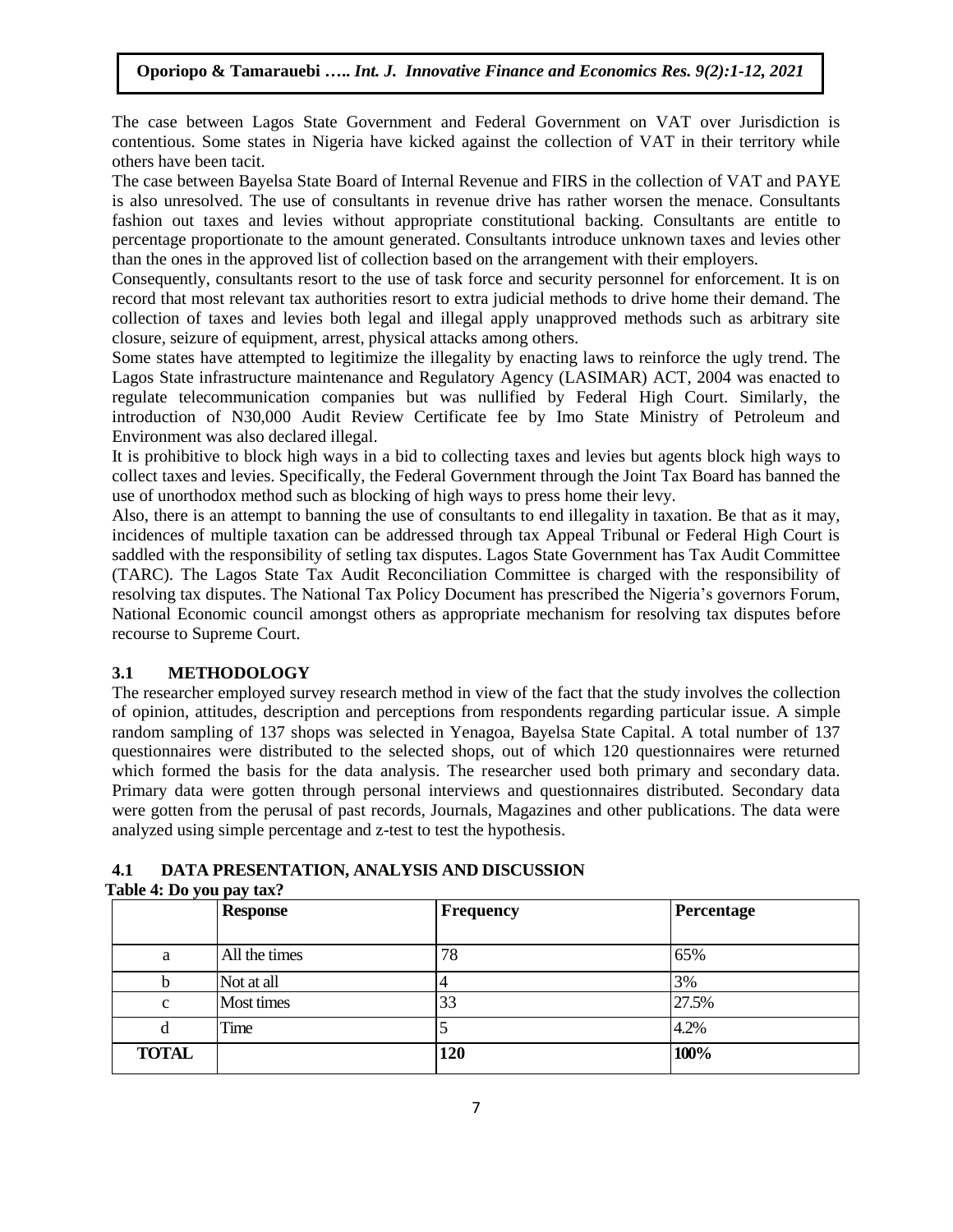The case between Lagos State Government and Federal Government on VAT over Jurisdiction is contentious. Some states in Nigeria have kicked against the collection of VAT in their territory while others have been tacit.

The case between Bayelsa State Board of Internal Revenue and FIRS in the collection of VAT and PAYE is also unresolved. The use of consultants in revenue drive has rather worsen the menace. Consultants fashion out taxes and levies without appropriate constitutional backing. Consultants are entitle to percentage proportionate to the amount generated. Consultants introduce unknown taxes and levies other than the ones in the approved list of collection based on the arrangement with their employers.

Consequently, consultants resort to the use of task force and security personnel for enforcement. It is on record that most relevant tax authorities resort to extra judicial methods to drive home their demand. The collection of taxes and levies both legal and illegal apply unapproved methods such as arbitrary site closure, seizure of equipment, arrest, physical attacks among others.

Some states have attempted to legitimize the illegality by enacting laws to reinforce the ugly trend. The Lagos State infrastructure maintenance and Regulatory Agency (LASIMAR) ACT, 2004 was enacted to regulate telecommunication companies but was nullified by Federal High Court. Similarly, the introduction of N30,000 Audit Review Certificate fee by Imo State Ministry of Petroleum and Environment was also declared illegal.

It is prohibitive to block high ways in a bid to collecting taxes and levies but agents block high ways to collect taxes and levies. Specifically, the Federal Government through the Joint Tax Board has banned the use of unorthodox method such as blocking of high ways to press home their levy.

Also, there is an attempt to banning the use of consultants to end illegality in taxation. Be that as it may, incidences of multiple taxation can be addressed through tax Appeal Tribunal or Federal High Court is saddled with the responsibility of setling tax disputes. Lagos State Government has Tax Audit Committee (TARC). The Lagos State Tax Audit Reconciliation Committee is charged with the responsibility of resolving tax disputes. The National Tax Policy Document has prescribed the Nigeria's governors Forum, National Economic council amongst others as appropriate mechanism for resolving tax disputes before recourse to Supreme Court.

## 3.1 METHODOLOGY

The researcher employed survey research method in view of the fact that the study involves the collection of opinion, attitudes, description and perceptions from respondents regarding particular issue. A simple random sampling of 137 shops was selected in Yenagoa, Bayelsa State Capital. A total number of 137 questionnaires were distributed to the selected shops, out of which 120 questionnaires were returned which formed the basis for the data analysis. The researcher used both primary and secondary data. Primary data were gotten through personal interviews and questionnaires distributed. Secondary data were gotten from the perusal of past records, Journals, Magazines and other publications. The data were analyzed using simple percentage and z-test to test the hypothesis.

## 4.1 DATA PRESENTATION, ANALYSIS AND DISCUSSION

**Table 4: Do you pay tax?**

| | Response | Frequency | Percentage |
|---|---|---|---|
| a | All the times | 78 | 65% |
| b | Not at all | 4 | 3% |
| c | Most times | 33 | 27.5% |
| d | Time | 5 | 4.2% |
| **TOTAL** | | **120** | **100%** |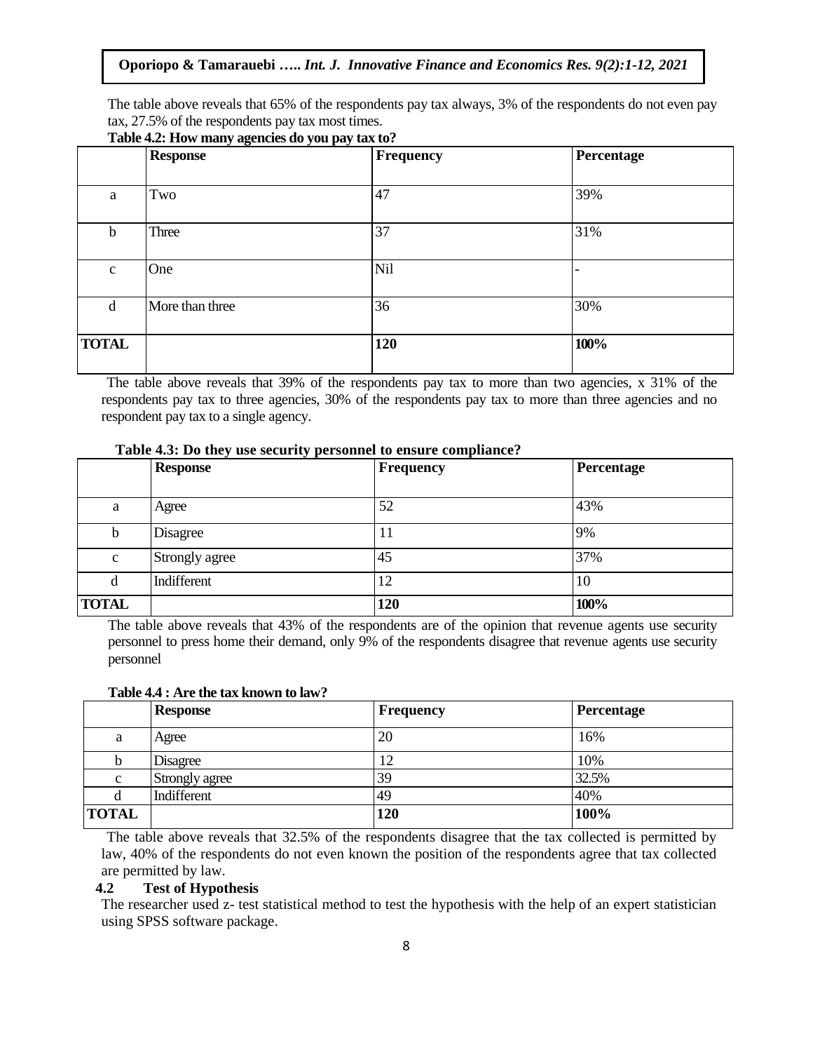The table above reveals that 65% of the respondents pay tax always, 3% of the respondents do not even pay tax, 27.5% of the respondents pay tax most times.

**Table 4.2: How many agencies do you pay tax to?**

| | Response | Frequency | Percentage |
|---|---|---|---|
| a | Two | 47 | 39% |
| b | Three | 37 | 31% |
| c | One | Nil | - |
| d | More than three | 36 | 30% |
| **TOTAL** | | **120** | **100%** |

The table above reveals that 39% of the respondents pay tax to more than two agencies, x 31% of the respondents pay tax to three agencies, 30% of the respondents pay tax to more than three agencies and no respondent pay tax to a single agency.

**Table 4.3: Do they use security personnel to ensure compliance?**

| | Response | Frequency | Percentage |
|---|---|---|---|
| a | Agree | 52 | 43% |
| b | Disagree | 11 | 9% |
| c | Strongly agree | 45 | 37% |
| d | Indifferent | 12 | 10 |
| **TOTAL** | | **120** | **100%** |

The table above reveals that 43% of the respondents are of the opinion that revenue agents use security personnel to press home their demand, only 9% of the respondents disagree that revenue agents use security personnel

**Table 4.4 : Are the tax known to law?**

| | Response | Frequency | Percentage |
|---|---|---|---|
| a | Agree | 20 | 16% |
| b | Disagree | 12 | 10% |
| c | Strongly agree | 39 | 32.5% |
| d | Indifferent | 49 | 40% |
| **TOTAL** | | **120** | **100%** |

The table above reveals that 32.5% of the respondents disagree that the tax collected is permitted by law, 40% of the respondents do not even known the position of the respondents agree that tax collected are permitted by law.

## 4.2 Test of Hypothesis

The researcher used z- test statistical method to test the hypothesis with the help of an expert statistician using SPSS software package.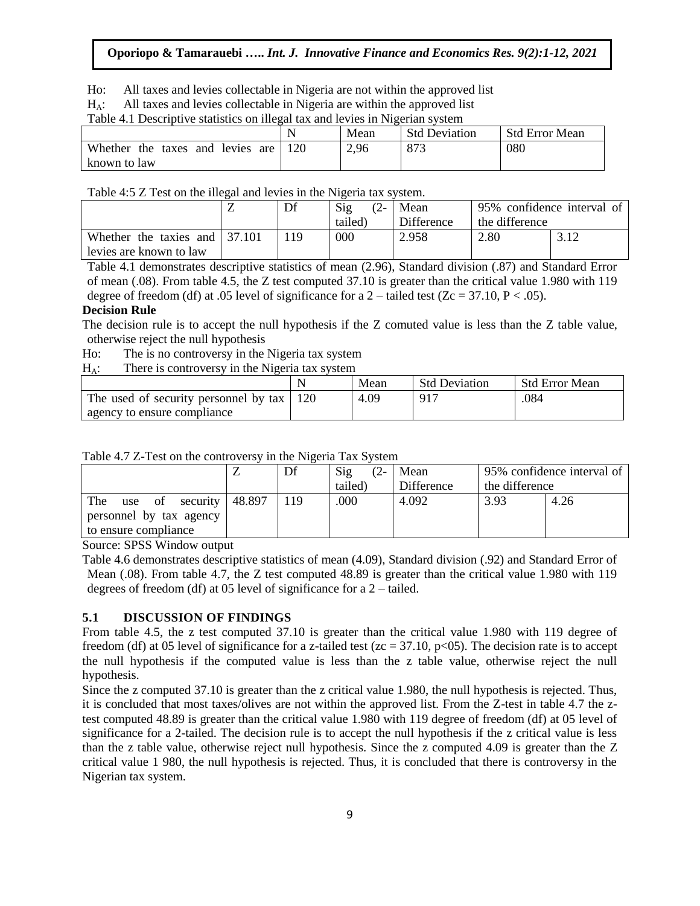Ho: All taxes and levies collectable in Nigeria are not within the approved list

$H_A$: All taxes and levies collectable in Nigeria are within the approved list

Table 4.1 Descriptive statistics on illegal tax and levies in Nigerian system

| | N | Mean | Std Deviation | Std Error Mean |
|---|---|---|---|---|
| Whether the taxes and levies are known to law | 120 | 2,96 | 873 | 080 |

Table 4:5 Z Test on the illegal and levies in the Nigeria tax system.

| | Z | Df | Sig (2-tailed) | Mean Difference | 95% confidence interval of the difference | |
|---|---|---|---|---|---|---|
| Whether the taxies and levies are known to law | 37.101 | 119 | 000 | 2.958 | 2.80 | 3.12 |

Table 4.1 demonstrates descriptive statistics of mean (2.96), Standard division (.87) and Standard Error of mean (.08). From table 4.5, the Z test computed 37.10 is greater than the critical value 1.980 with 119 degree of freedom (df) at .05 level of significance for a 2 – tailed test ($Zc = 37.10$, $P < .05$).

**Decision Rule**

The decision rule is to accept the null hypothesis if the Z comuted value is less than the Z table value, otherwise reject the null hypothesis

Ho: The is no controversy in the Nigeria tax system

$H_A$: There is controversy in the Nigeria tax system

| | N | Mean | Std Deviation | Std Error Mean |
|---|---|---|---|---|
| The used of security personnel by tax agency to ensure compliance | 120 | 4.09 | 917 | .084 |

Table 4.7 Z-Test on the controversy in the Nigeria Tax System

| | Z | Df | Sig (2-tailed) | Mean Difference | 95% confidence interval of the difference | |
|---|---|---|---|---|---|---|
| The use of security personnel by tax agency to ensure compliance | 48.897 | 119 | .000 | 4.092 | 3.93 | 4.26 |

Source: SPSS Window output

Table 4.6 demonstrates descriptive statistics of mean (4.09), Standard division (.92) and Standard Error of Mean (.08). From table 4.7, the Z test computed 48.89 is greater than the critical value 1.980 with 119 degrees of freedom (df) at 05 level of significance for a 2 – tailed.

## 5.1 DISCUSSION OF FINDINGS

From table 4.5, the z test computed 37.10 is greater than the critical value 1.980 with 119 degree of freedom (df) at 05 level of significance for a z-tailed test ($zc = 37.10$, $p<05$). The decision rate is to accept the null hypothesis if the computed value is less than the z table value, otherwise reject the null hypothesis.

Since the z computed 37.10 is greater than the z critical value 1.980, the null hypothesis is rejected. Thus, it is concluded that most taxes/olives are not within the approved list. From the Z-test in table 4.7 the z-test computed 48.89 is greater than the critical value 1.980 with 119 degree of freedom (df) at 05 level of significance for a 2-tailed. The decision rule is to accept the null hypothesis if the z critical value is less than the z table value, otherwise reject null hypothesis. Since the z computed 4.09 is greater than the Z critical value 1 980, the null hypothesis is rejected. Thus, it is concluded that there is controversy in the Nigerian tax system.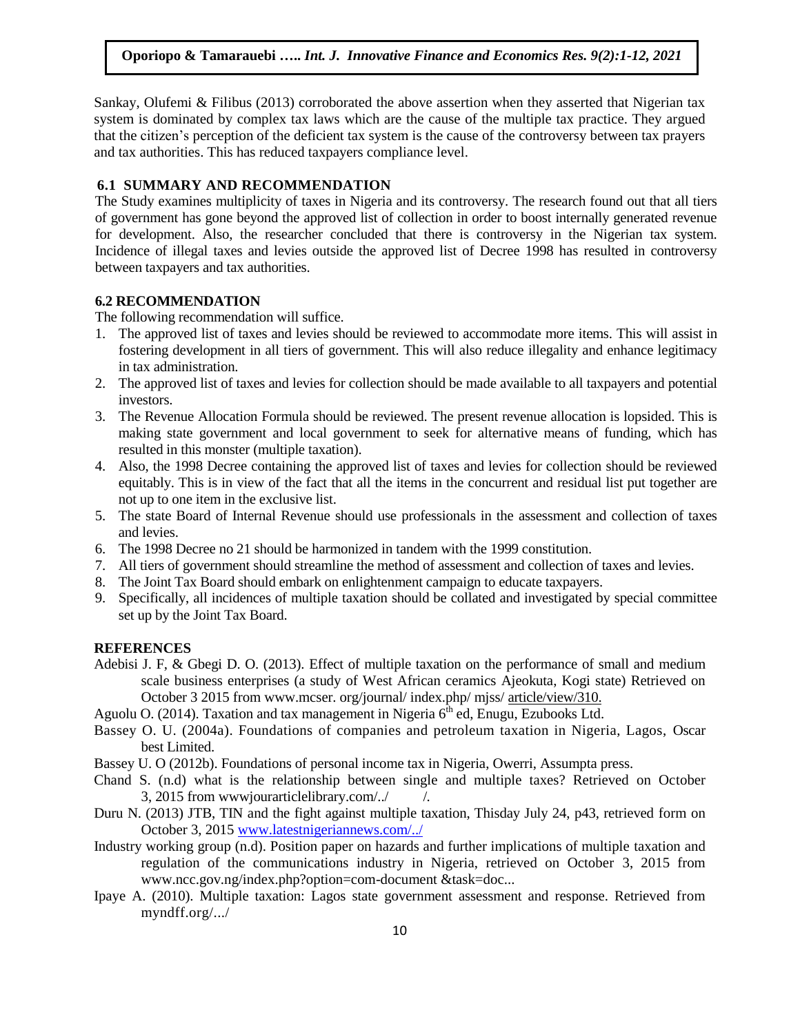Sankay, Olufemi & Filibus (2013) corroborated the above assertion when they asserted that Nigerian tax system is dominated by complex tax laws which are the cause of the multiple tax practice. They argued that the citizen's perception of the deficient tax system is the cause of the controversy between tax prayers and tax authorities. This has reduced taxpayers compliance level.

### 6.1 SUMMARY AND RECOMMENDATION

The Study examines multiplicity of taxes in Nigeria and its controversy. The research found out that all tiers of government has gone beyond the approved list of collection in order to boost internally generated revenue for development. Also, the researcher concluded that there is controversy in the Nigerian tax system. Incidence of illegal taxes and levies outside the approved list of Decree 1998 has resulted in controversy between taxpayers and tax authorities.

### 6.2 RECOMMENDATION

The following recommendation will suffice.

1. The approved list of taxes and levies should be reviewed to accommodate more items. This will assist in fostering development in all tiers of government. This will also reduce illegality and enhance legitimacy in tax administration.
2. The approved list of taxes and levies for collection should be made available to all taxpayers and potential investors.
3. The Revenue Allocation Formula should be reviewed. The present revenue allocation is lopsided. This is making state government and local government to seek for alternative means of funding, which has resulted in this monster (multiple taxation).
4. Also, the 1998 Decree containing the approved list of taxes and levies for collection should be reviewed equitably. This is in view of the fact that all the items in the concurrent and residual list put together are not up to one item in the exclusive list.
5. The state Board of Internal Revenue should use professionals in the assessment and collection of taxes and levies.
6. The 1998 Decree no 21 should be harmonized in tandem with the 1999 constitution.
7. All tiers of government should streamline the method of assessment and collection of taxes and levies.
8. The Joint Tax Board should embark on enlightenment campaign to educate taxpayers.
9. Specifically, all incidences of multiple taxation should be collated and investigated by special committee set up by the Joint Tax Board.

### REFERENCES

Adebisi J. F, & Gbegi D. O. (2013). Effect of multiple taxation on the performance of small and medium scale business enterprises (a study of West African ceramics Ajeokuta, Kogi state) Retrieved on October 3 2015 from www.mcser. org/journal/ index.php/ mjss/ article/view/310.

Aguolu O. (2014). Taxation and tax management in Nigeria 6th ed, Enugu, Ezubooks Ltd.

Bassey O. U. (2004a). Foundations of companies and petroleum taxation in Nigeria, Lagos, Oscar best Limited.

Bassey U. O (2012b). Foundations of personal income tax in Nigeria, Owerri, Assumpta press.

Chand S. (n.d) what is the relationship between single and multiple taxes? Retrieved on October 3, 2015 from wwwjourarticlelibrary.com/../ /.

Duru N. (2013) JTB, TIN and the fight against multiple taxation, Thisday July 24, p43, retrieved form on October 3, 2015 www.latestnigeriannews.com/../

Industry working group (n.d). Position paper on hazards and further implications of multiple taxation and regulation of the communications industry in Nigeria, retrieved on October 3, 2015 from www.ncc.gov.ng/index.php?option=com-document &task=doc...

Ipaye A. (2010). Multiple taxation: Lagos state government assessment and response. Retrieved from myndff.org/.../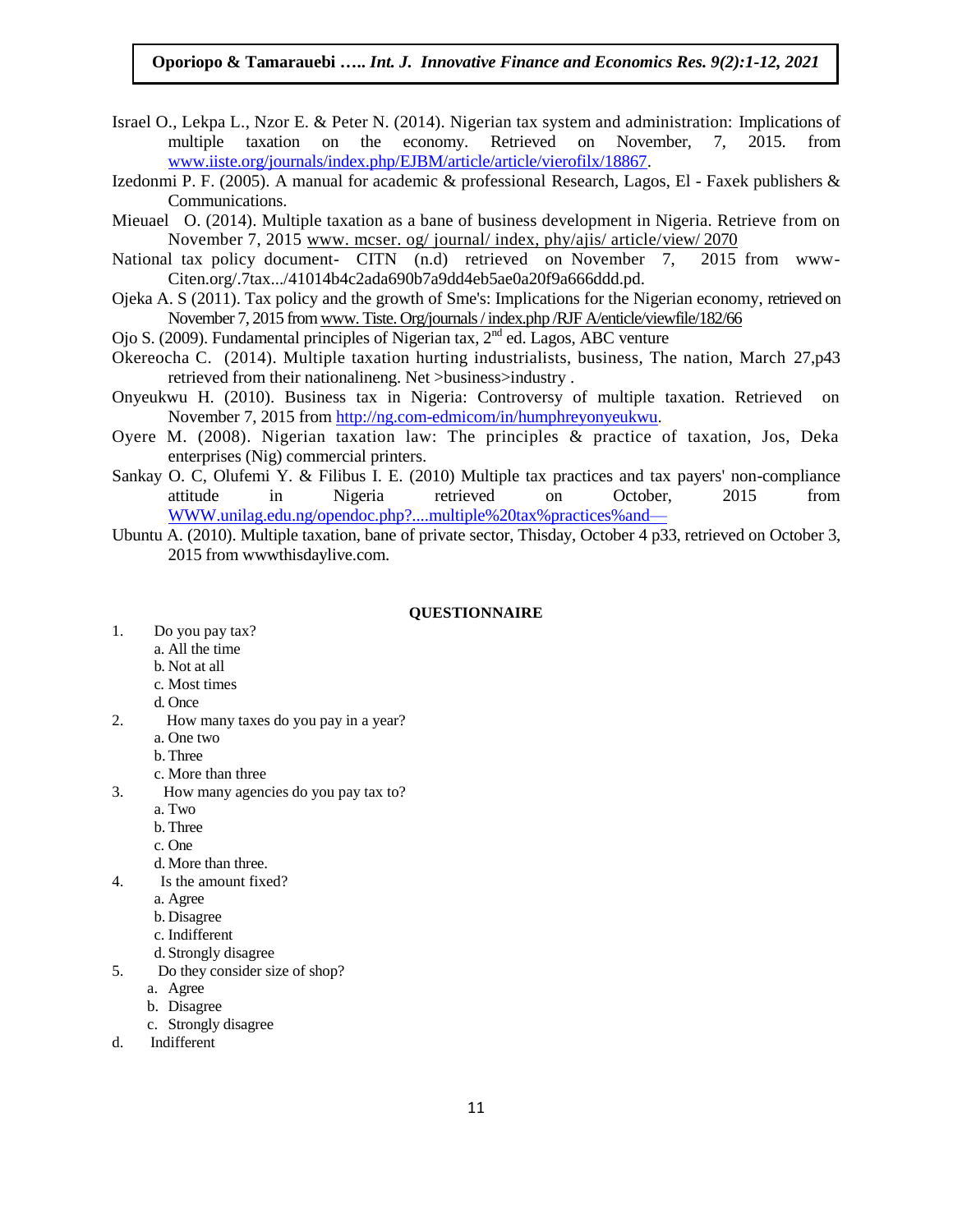Israel O., Lekpa L., Nzor E. & Peter N. (2014). Nigerian tax system and administration: Implications of multiple taxation on the economy. Retrieved on November, 7, 2015. from www.iiste.org/journals/index.php/EJBM/article/article/vierofilx/18867.

Izedonmi P. F. (2005). A manual for academic & professional Research, Lagos, El - Faxek publishers & Communications.

Mieuael O. (2014). Multiple taxation as a bane of business development in Nigeria. Retrieve from on November 7, 2015 www. mcser. og/ journal/ index, phy/ajis/ article/view/ 2070

National tax policy document- CITN (n.d) retrieved on November 7, 2015 from www-Citen.org/.7tax.../41014b4c2ada690b7a9dd4eb5ae0a20f9a666ddd.pd.

Ojeka A. S (2011). Tax policy and the growth of Sme's: Implications for the Nigerian economy, retrieved on November 7, 2015 from www. Tiste. Org/journals / index.php /RJF A/enticle/viewfile/182/66

Ojo S. (2009). Fundamental principles of Nigerian tax, 2nd ed. Lagos, ABC venture

Okereocha C. (2014). Multiple taxation hurting industrialists, business, The nation, March 27,p43 retrieved from their nationalineng. Net >business>industry .

Onyeukwu H. (2010). Business tax in Nigeria: Controversy of multiple taxation. Retrieved on November 7, 2015 from http://ng.com-edmicom/in/humphreyonyeukwu.

Oyere M. (2008). Nigerian taxation law: The principles & practice of taxation, Jos, Deka enterprises (Nig) commercial printers.

Sankay O. C, Olufemi Y. & Filibus I. E. (2010) Multiple tax practices and tax payers' non-compliance attitude in Nigeria retrieved on October, 2015 from WWW.unilag.edu.ng/opendoc.php?....multiple%20tax%practices%and—

Ubuntu A. (2010). Multiple taxation, bane of private sector, Thisday, October 4 p33, retrieved on October 3, 2015 from wwwthisdaylive.com.

## QUESTIONNAIRE

1. Do you pay tax?
   a. All the time
   b. Not at all
   c. Most times
   d. Once
2. How many taxes do you pay in a year?
   a. One two
   b. Three
   c. More than three
3. How many agencies do you pay tax to?
   a. Two
   b. Three
   c. One
   d. More than three.
4. Is the amount fixed?
   a. Agree
   b. Disagree
   c. Indifferent
   d. Strongly disagree
5. Do they consider size of shop?
   a. Agree
   b. Disagree
   c. Strongly disagree

d. Indifferent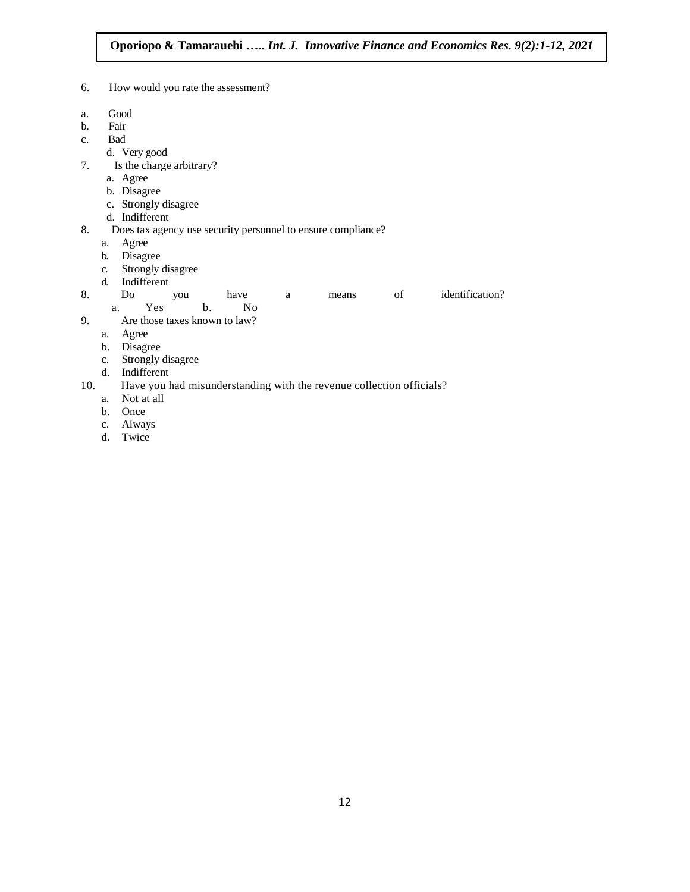6. How would you rate the assessment?

a. Good
b. Fair
c. Bad
d. Very good

7. Is the charge arbitrary?
   a. Agree
   b. Disagree
   c. Strongly disagree
   d. Indifferent

8. Does tax agency use security personnel to ensure compliance?
   a. Agree
   b. Disagree
   c. Strongly disagree
   d. Indifferent

8. Do you have a means of identification?
   a. Yes b. No

9. Are those taxes known to law?
   a. Agree
   b. Disagree
   c. Strongly disagree
   d. Indifferent

10. Have you had misunderstanding with the revenue collection officials?
    a. Not at all
    b. Once
    c. Always
    d. Twice